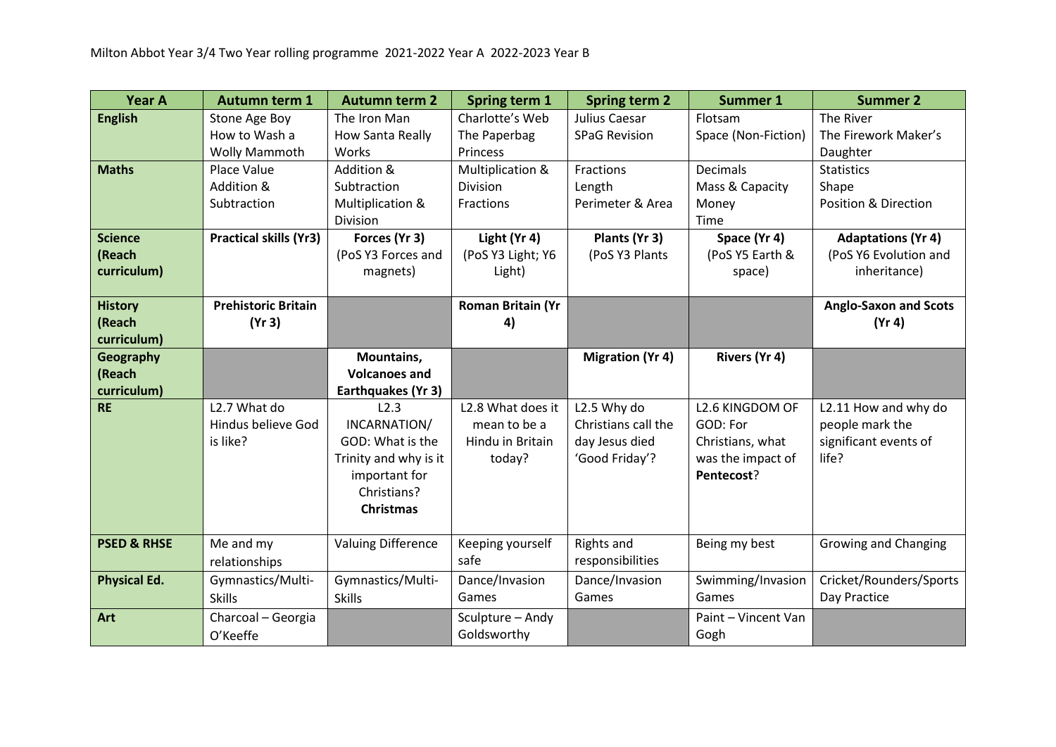Milton Abbot Year 3/4 Two Year rolling programme 2021-2022 Year A 2022-2023 Year B

| Year A | Autumn term 1 | Autumn term 2 | Spring term 1 | Spring term 2 | Summer 1 | Summer 2 |
|---|---|---|---|---|---|---|
| **English** | Stone Age Boy<br>How to Wash a Wolly Mammoth | The Iron Man<br>How Santa Really Works | Charlotte's Web<br>The Paperbag Princess | Julius Caesar<br>SPaG Revision | Flotsam<br>Space (Non-Fiction) | The River<br>The Firework Maker's Daughter |
| **Maths** | Place Value<br>Addition & Subtraction | Addition & Subtraction<br>Multiplication & Division | Multiplication & Division<br>Fractions | Fractions<br>Length<br>Perimeter & Area | Decimals<br>Mass & Capacity<br>Money<br>Time | Statistics<br>Shape<br>Position & Direction |
| **Science (Reach curriculum)** | **Practical skills (Yr3)** | **Forces (Yr 3)**<br>(PoS Y3 Forces and magnets) | **Light (Yr 4)**<br>(PoS Y3 Light; Y6 Light) | **Plants (Yr 3)**<br>(PoS Y3 Plants | **Space (Yr 4)**<br>(PoS Y5 Earth & space) | **Adaptations (Yr 4)**<br>(PoS Y6 Evolution and inheritance) |
| **History (Reach curriculum)** | **Prehistoric Britain (Yr 3)** | | **Roman Britain (Yr 4)** | | | **Anglo-Saxon and Scots (Yr 4)** |
| **Geography (Reach curriculum)** | | **Mountains, Volcanoes and Earthquakes (Yr 3)** | | **Migration (Yr 4)** | **Rivers (Yr 4)** | |
| **RE** | L2.7 What do Hindus believe God is like? | L2.3 INCARNATION/ GOD: What is the Trinity and why is it important for Christians? **Christmas** | L2.8 What does it mean to be a Hindu in Britain today? | L2.5 Why do Christians call the day Jesus died 'Good Friday'? | L2.6 KINGDOM OF GOD: For Christians, what was the impact of **Pentecost**? | L2.11 How and why do people mark the significant events of life? |
| **PSED & RHSE** | Me and my relationships | Valuing Difference | Keeping yourself safe | Rights and responsibilities | Being my best | Growing and Changing |
| **Physical Ed.** | Gymnastics/Multi-Skills | Gymnastics/Multi-Skills | Dance/Invasion Games | Dance/Invasion Games | Swimming/Invasion Games | Cricket/Rounders/Sports Day Practice |
| **Art** | Charcoal – Georgia O'Keeffe | | Sculpture – Andy Goldsworthy | | Paint – Vincent Van Gogh | |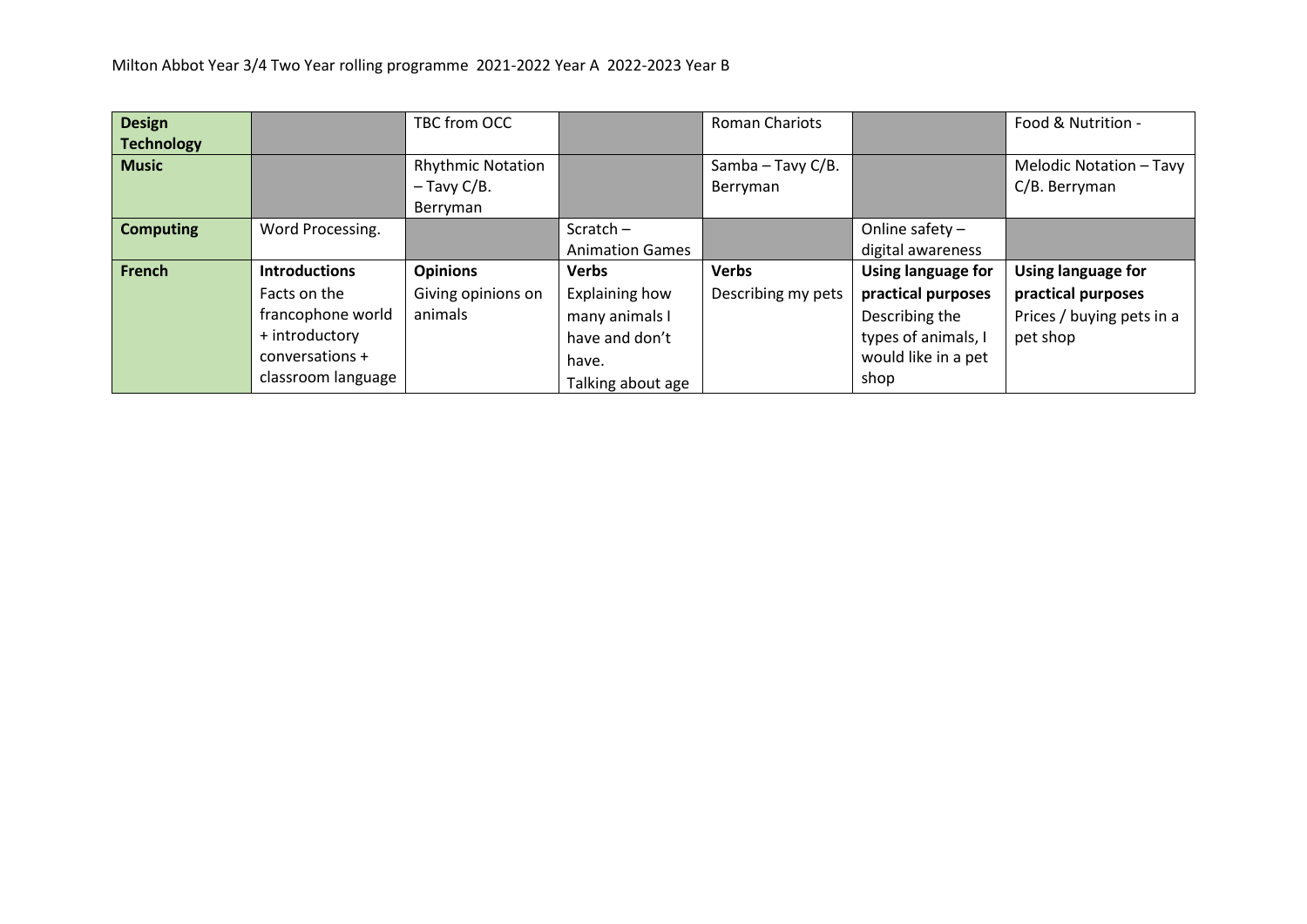Milton Abbot Year 3/4 Two Year rolling programme 2021-2022 Year A 2022-2023 Year B

| | | | | | | |
|---|---|---|---|---|---|---|
| **Design Technology** | | TBC from OCC | | Roman Chariots | | Food & Nutrition - |
| **Music** | | Rhythmic Notation – Tavy C/B. Berryman | | Samba – Tavy C/B. Berryman | | Melodic Notation – Tavy C/B. Berryman |
| **Computing** | Word Processing. | | Scratch – Animation Games | | Online safety – digital awareness | |
| **French** | **Introductions** Facts on the francophone world + introductory conversations + classroom language | **Opinions** Giving opinions on animals | **Verbs** Explaining how many animals I have and don't have. Talking about age | **Verbs** Describing my pets | **Using language for practical purposes** Describing the types of animals, I would like in a pet shop | **Using language for practical purposes** Prices / buying pets in a pet shop |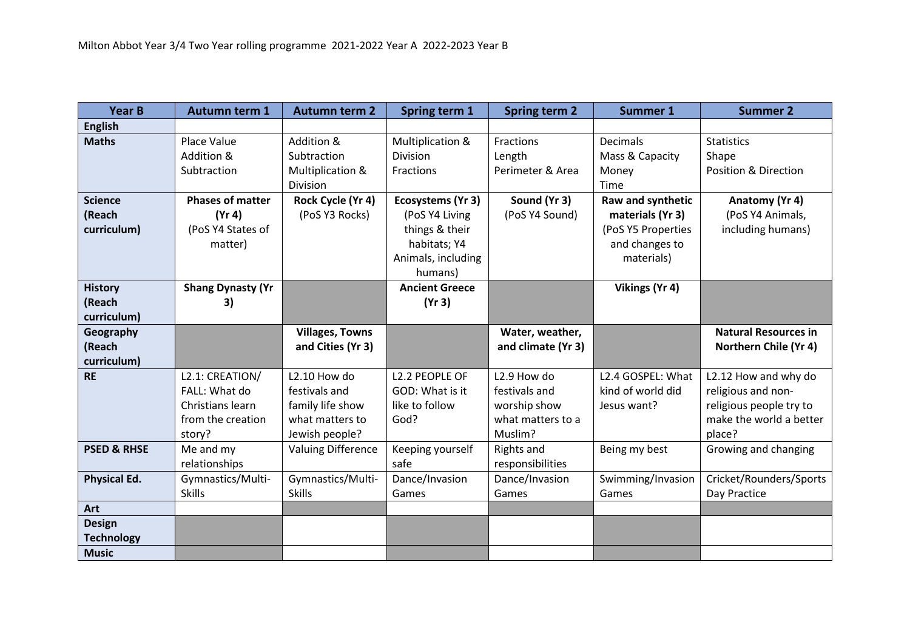Milton Abbot Year 3/4 Two Year rolling programme 2021-2022 Year A 2022-2023 Year B

| Year B | Autumn term 1 | Autumn term 2 | Spring term 1 | Spring term 2 | Summer 1 | Summer 2 |
|---|---|---|---|---|---|---|
| **English** | | | | | | |
| **Maths** | Place Value Addition & Subtraction | Addition & Subtraction Multiplication & Division | Multiplication & Division Fractions | Fractions Length Perimeter & Area | Decimals Mass & Capacity Money Time | Statistics Shape Position & Direction |
| **Science (Reach curriculum)** | **Phases of matter (Yr 4)** (PoS Y4 States of matter) | **Rock Cycle (Yr 4)** (PoS Y3 Rocks) | **Ecosystems (Yr 3)** (PoS Y4 Living things & their habitats; Y4 Animals, including humans) | **Sound (Yr 3)** (PoS Y4 Sound) | **Raw and synthetic materials (Yr 3)** (PoS Y5 Properties and changes to materials) | **Anatomy (Yr 4)** (PoS Y4 Animals, including humans) |
| **History (Reach curriculum)** | **Shang Dynasty (Yr 3)** | | **Ancient Greece (Yr 3)** | | **Vikings (Yr 4)** | |
| **Geography (Reach curriculum)** | | **Villages, Towns and Cities (Yr 3)** | | **Water, weather, and climate (Yr 3)** | | **Natural Resources in Northern Chile (Yr 4)** |
| **RE** | L2.1: CREATION/ FALL: What do Christians learn from the creation story? | L2.10 How do festivals and family life show what matters to Jewish people? | L2.2 PEOPLE OF GOD: What is it like to follow God? | L2.9 How do festivals and worship show what matters to a Muslim? | L2.4 GOSPEL: What kind of world did Jesus want? | L2.12 How and why do religious and non-religious people try to make the world a better place? |
| **PSED & RHSE** | Me and my relationships | Valuing Difference | Keeping yourself safe | Rights and responsibilities | Being my best | Growing and changing |
| **Physical Ed.** | Gymnastics/Multi-Skills | Gymnastics/Multi-Skills | Dance/Invasion Games | Dance/Invasion Games | Swimming/Invasion Games | Cricket/Rounders/Sports Day Practice |
| **Art** | | | | | | |
| **Design Technology** | | | | | | |
| **Music** | | | | | | |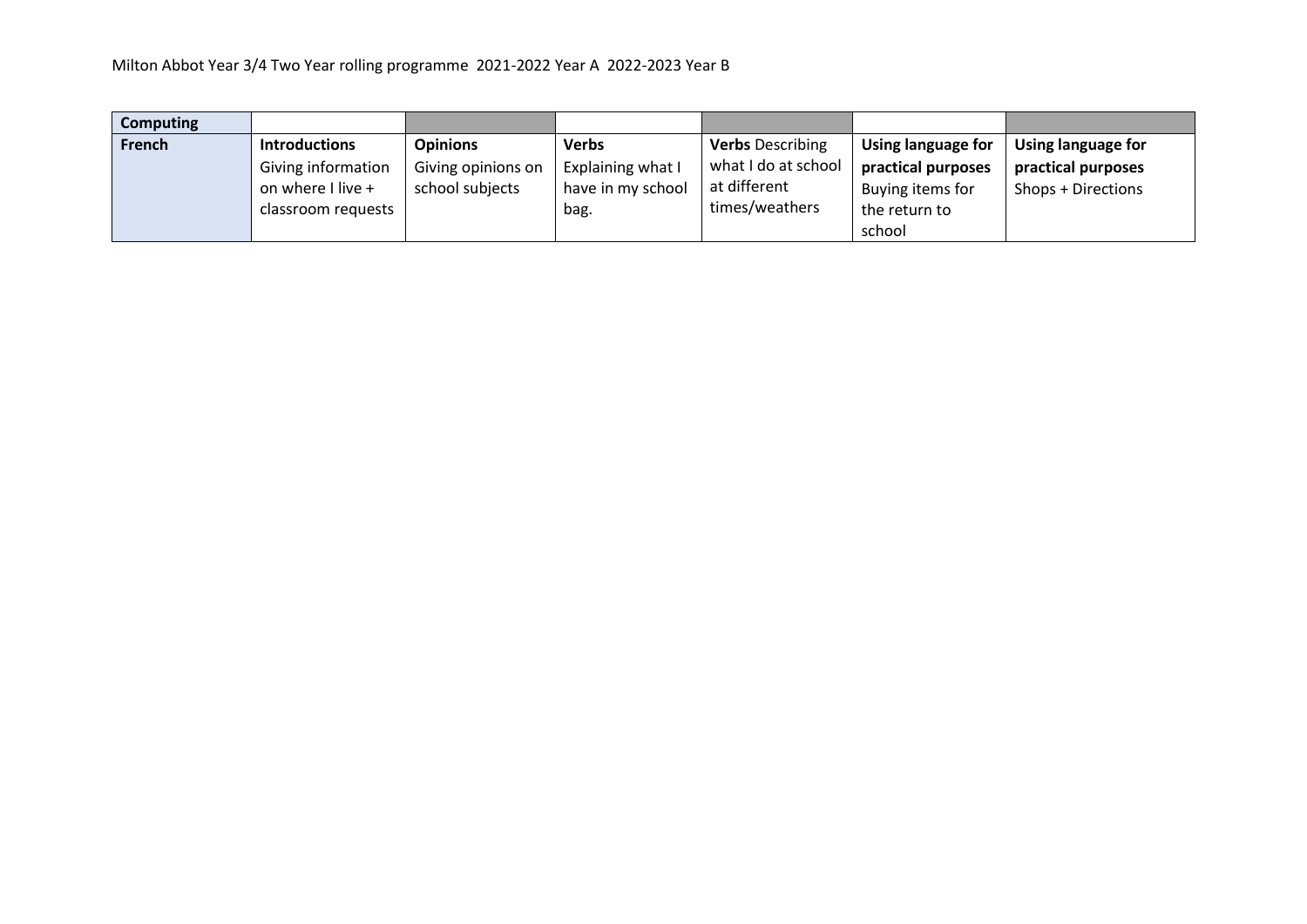Milton Abbot Year 3/4 Two Year rolling programme 2021-2022 Year A 2022-2023 Year B

| | | | | | | |
|---|---|---|---|---|---|---|
| **Computing** | | | | | | |
| **French** | **Introductions** Giving information on where I live + classroom requests | **Opinions** Giving opinions on school subjects | **Verbs** Explaining what I have in my school bag. | **Verbs** Describing what I do at school at different times/weathers | **Using language for practical purposes** Buying items for the return to school | **Using language for practical purposes** Shops + Directions |